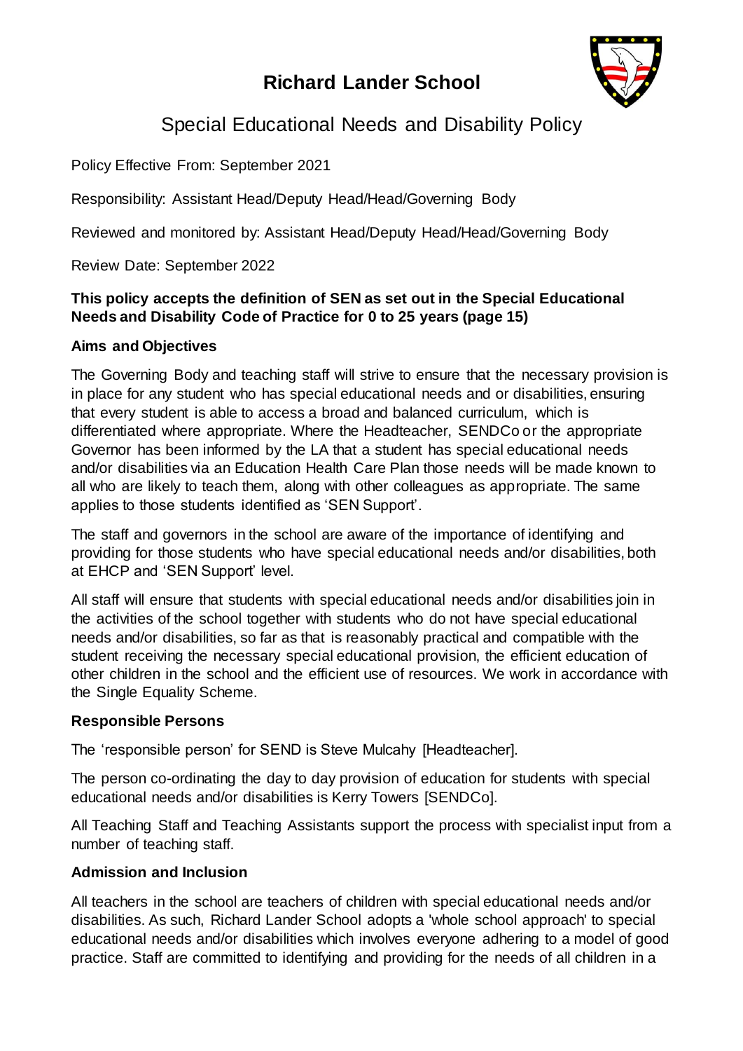# Richard Lander School

## Special Educational Needs and Disability Policy

Policy Effective From: September 2021

Responsibility: Assistant Head/Deputy Head/Head/Governing Body

Reviewed and monitored by: Assistant Head/Deputy Head/Head/Governing Body

Review Date: September 2022

**This policy accepts the definition of SEN as set out in the Special Educational Needs and Disability Code of Practice for 0 to 25 years (page 15)**

### Aims and Objectives

The Governing Body and teaching staff will strive to ensure that the necessary provision is in place for any student who has special educational needs and or disabilities, ensuring that every student is able to access a broad and balanced curriculum, which is differentiated where appropriate. Where the Headteacher, SENDCo or the appropriate Governor has been informed by the LA that a student has special educational needs and/or disabilities via an Education Health Care Plan those needs will be made known to all who are likely to teach them, along with other colleagues as appropriate. The same applies to those students identified as 'SEN Support'.

The staff and governors in the school are aware of the importance of identifying and providing for those students who have special educational needs and/or disabilities, both at EHCP and 'SEN Support' level.

All staff will ensure that students with special educational needs and/or disabilities join in the activities of the school together with students who do not have special educational needs and/or disabilities, so far as that is reasonably practical and compatible with the student receiving the necessary special educational provision, the efficient education of other children in the school and the efficient use of resources. We work in accordance with the Single Equality Scheme.

### Responsible Persons

The 'responsible person' for SEND is Steve Mulcahy [Headteacher].

The person co-ordinating the day to day provision of education for students with special educational needs and/or disabilities is Kerry Towers [SENDCo].

All Teaching Staff and Teaching Assistants support the process with specialist input from a number of teaching staff.

### Admission and Inclusion

All teachers in the school are teachers of children with special educational needs and/or disabilities. As such, Richard Lander School adopts a 'whole school approach' to special educational needs and/or disabilities which involves everyone adhering to a model of good practice. Staff are committed to identifying and providing for the needs of all children in a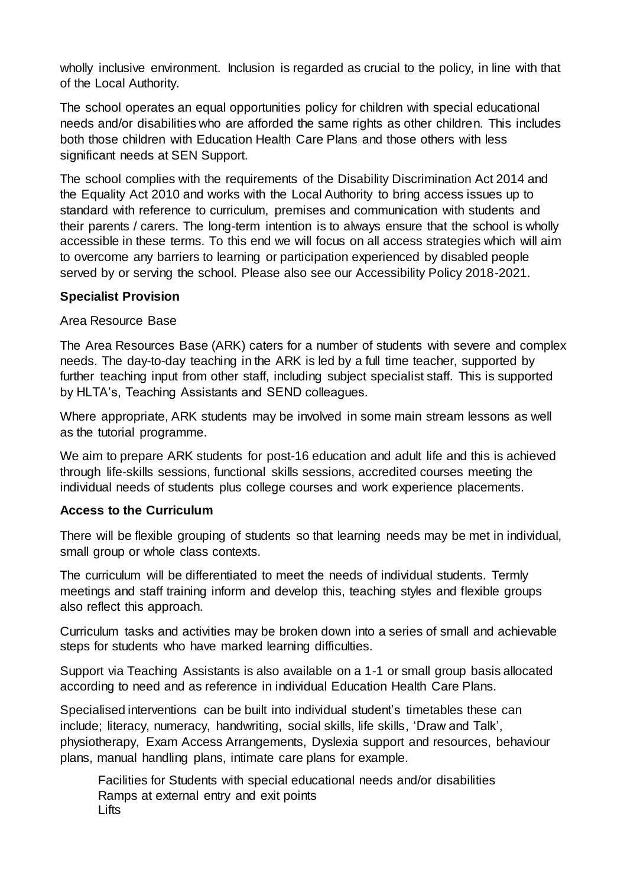wholly inclusive environment. Inclusion is regarded as crucial to the policy, in line with that of the Local Authority.

The school operates an equal opportunities policy for children with special educational needs and/or disabilities who are afforded the same rights as other children. This includes both those children with Education Health Care Plans and those others with less significant needs at SEN Support.

The school complies with the requirements of the Disability Discrimination Act 2014 and the Equality Act 2010 and works with the Local Authority to bring access issues up to standard with reference to curriculum, premises and communication with students and their parents / carers. The long-term intention is to always ensure that the school is wholly accessible in these terms. To this end we will focus on all access strategies which will aim to overcome any barriers to learning or participation experienced by disabled people served by or serving the school. Please also see our Accessibility Policy 2018-2021.

**Specialist Provision**

Area Resource Base

The Area Resources Base (ARK) caters for a number of students with severe and complex needs. The day-to-day teaching in the ARK is led by a full time teacher, supported by further teaching input from other staff, including subject specialist staff. This is supported by HLTA's, Teaching Assistants and SEND colleagues.

Where appropriate, ARK students may be involved in some main stream lessons as well as the tutorial programme.

We aim to prepare ARK students for post-16 education and adult life and this is achieved through life-skills sessions, functional skills sessions, accredited courses meeting the individual needs of students plus college courses and work experience placements.

**Access to the Curriculum**

There will be flexible grouping of students so that learning needs may be met in individual, small group or whole class contexts.

The curriculum will be differentiated to meet the needs of individual students. Termly meetings and staff training inform and develop this, teaching styles and flexible groups also reflect this approach.

Curriculum tasks and activities may be broken down into a series of small and achievable steps for students who have marked learning difficulties.

Support via Teaching Assistants is also available on a 1-1 or small group basis allocated according to need and as reference in individual Education Health Care Plans.

Specialised interventions can be built into individual student's timetables these can include; literacy, numeracy, handwriting, social skills, life skills, 'Draw and Talk', physiotherapy, Exam Access Arrangements, Dyslexia support and resources, behaviour plans, manual handling plans, intimate care plans for example.

Facilities for Students with special educational needs and/or disabilities
Ramps at external entry and exit points
Lifts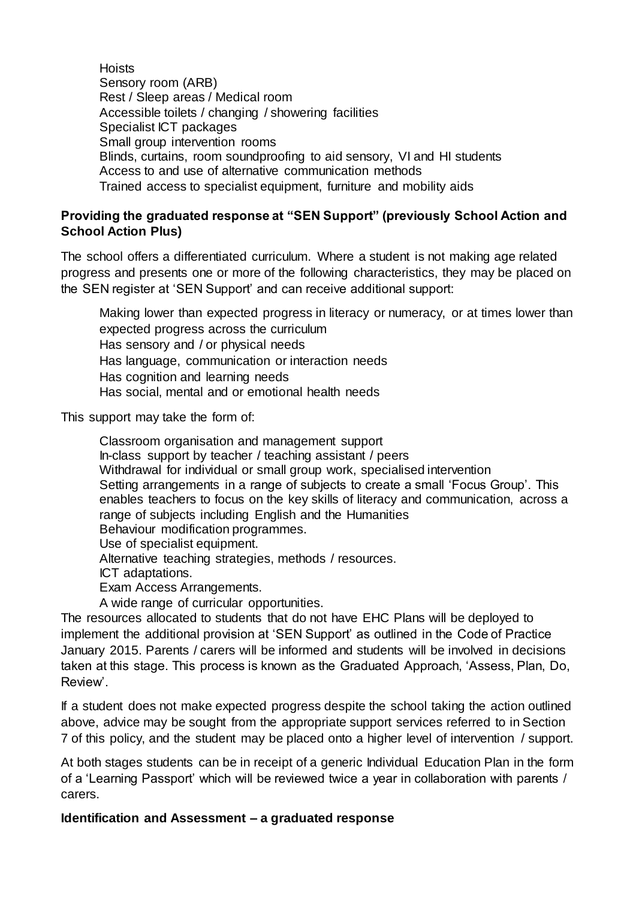- Hoists
- Sensory room (ARB)
- Rest / Sleep areas / Medical room
- Accessible toilets / changing / showering facilities
- Specialist ICT packages
- Small group intervention rooms
- Blinds, curtains, room soundproofing to aid sensory, VI and HI students
- Access to and use of alternative communication methods
- Trained access to specialist equipment, furniture and mobility aids

**Providing the graduated response at "SEN Support" (previously School Action and School Action Plus)**

The school offers a differentiated curriculum. Where a student is not making age related progress and presents one or more of the following characteristics, they may be placed on the SEN register at 'SEN Support' and can receive additional support:

- Making lower than expected progress in literacy or numeracy, or at times lower than expected progress across the curriculum
- Has sensory and / or physical needs
- Has language, communication or interaction needs
- Has cognition and learning needs
- Has social, mental and or emotional health needs

This support may take the form of:

- Classroom organisation and management support
- In-class support by teacher / teaching assistant / peers
- Withdrawal for individual or small group work, specialised intervention
- Setting arrangements in a range of subjects to create a small 'Focus Group'. This enables teachers to focus on the key skills of literacy and communication, across a range of subjects including English and the Humanities
- Behaviour modification programmes.
- Use of specialist equipment.
- Alternative teaching strategies, methods / resources.
- ICT adaptations.
- Exam Access Arrangements.
- A wide range of curricular opportunities.

The resources allocated to students that do not have EHC Plans will be deployed to implement the additional provision at 'SEN Support' as outlined in the Code of Practice January 2015. Parents / carers will be informed and students will be involved in decisions taken at this stage. This process is known as the Graduated Approach, 'Assess, Plan, Do, Review'.

If a student does not make expected progress despite the school taking the action outlined above, advice may be sought from the appropriate support services referred to in Section 7 of this policy, and the student may be placed onto a higher level of intervention / support.

At both stages students can be in receipt of a generic Individual Education Plan in the form of a 'Learning Passport' which will be reviewed twice a year in collaboration with parents / carers.

**Identification and Assessment – a graduated response**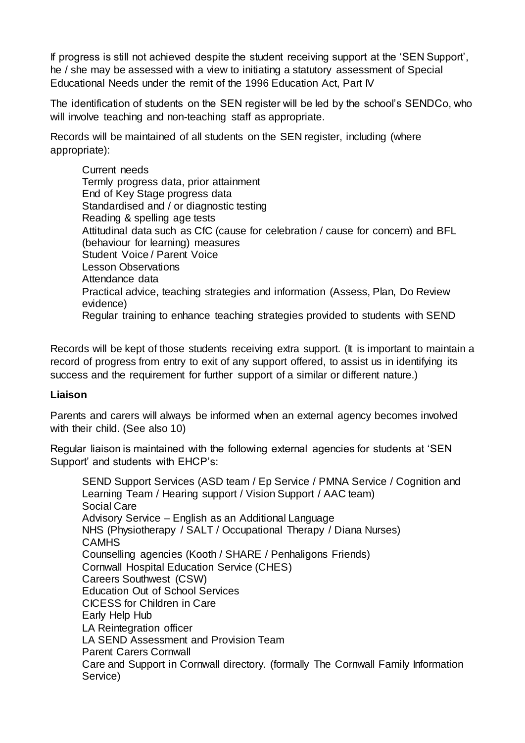If progress is still not achieved despite the student receiving support at the 'SEN Support', he / she may be assessed with a view to initiating a statutory assessment of Special Educational Needs under the remit of the 1996 Education Act, Part IV

The identification of students on the SEN register will be led by the school's SENDCo, who will involve teaching and non-teaching staff as appropriate.

Records will be maintained of all students on the SEN register, including (where appropriate):

- Current needs
- Termly progress data, prior attainment
- End of Key Stage progress data
- Standardised and / or diagnostic testing
- Reading & spelling age tests
- Attitudinal data such as CfC (cause for celebration / cause for concern) and BFL (behaviour for learning) measures
- Student Voice / Parent Voice
- Lesson Observations
- Attendance data
- Practical advice, teaching strategies and information (Assess, Plan, Do Review evidence)
- Regular training to enhance teaching strategies provided to students with SEND

Records will be kept of those students receiving extra support. (It is important to maintain a record of progress from entry to exit of any support offered, to assist us in identifying its success and the requirement for further support of a similar or different nature.)

**Liaison**

Parents and carers will always be informed when an external agency becomes involved with their child. (See also 10)

Regular liaison is maintained with the following external agencies for students at 'SEN Support' and students with EHCP's:

- SEND Support Services (ASD team / Ep Service / PMNA Service / Cognition and Learning Team / Hearing support / Vision Support / AAC team)
- Social Care
- Advisory Service – English as an Additional Language
- NHS (Physiotherapy / SALT / Occupational Therapy / Diana Nurses)
- CAMHS
- Counselling agencies (Kooth / SHARE / Penhaligons Friends)
- Cornwall Hospital Education Service (CHES)
- Careers Southwest (CSW)
- Education Out of School Services
- CICESS for Children in Care
- Early Help Hub
- LA Reintegration officer
- LA SEND Assessment and Provision Team
- Parent Carers Cornwall
- Care and Support in Cornwall directory. (formally The Cornwall Family Information Service)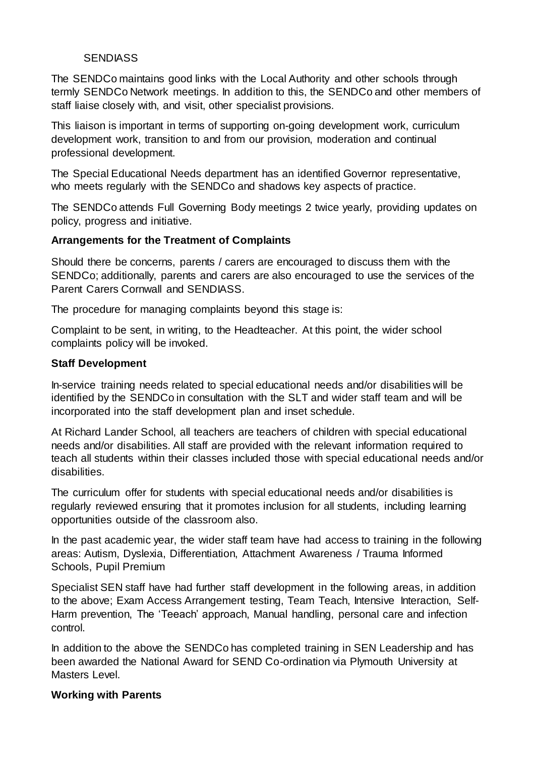SENDIASS

The SENDCo maintains good links with the Local Authority and other schools through termly SENDCo Network meetings. In addition to this, the SENDCo and other members of staff liaise closely with, and visit, other specialist provisions.

This liaison is important in terms of supporting on-going development work, curriculum development work, transition to and from our provision, moderation and continual professional development.

The Special Educational Needs department has an identified Governor representative, who meets regularly with the SENDCo and shadows key aspects of practice.

The SENDCo attends Full Governing Body meetings 2 twice yearly, providing updates on policy, progress and initiative.

**Arrangements for the Treatment of Complaints**

Should there be concerns, parents / carers are encouraged to discuss them with the SENDCo; additionally, parents and carers are also encouraged to use the services of the Parent Carers Cornwall and SENDIASS.

The procedure for managing complaints beyond this stage is:

Complaint to be sent, in writing, to the Headteacher. At this point, the wider school complaints policy will be invoked.

**Staff Development**

In-service training needs related to special educational needs and/or disabilities will be identified by the SENDCo in consultation with the SLT and wider staff team and will be incorporated into the staff development plan and inset schedule.

At Richard Lander School, all teachers are teachers of children with special educational needs and/or disabilities. All staff are provided with the relevant information required to teach all students within their classes included those with special educational needs and/or disabilities.

The curriculum offer for students with special educational needs and/or disabilities is regularly reviewed ensuring that it promotes inclusion for all students, including learning opportunities outside of the classroom also.

In the past academic year, the wider staff team have had access to training in the following areas: Autism, Dyslexia, Differentiation, Attachment Awareness / Trauma Informed Schools, Pupil Premium

Specialist SEN staff have had further staff development in the following areas, in addition to the above; Exam Access Arrangement testing, Team Teach, Intensive Interaction, Self-Harm prevention, The 'Teeach' approach, Manual handling, personal care and infection control.

In addition to the above the SENDCo has completed training in SEN Leadership and has been awarded the National Award for SEND Co-ordination via Plymouth University at Masters Level.

**Working with Parents**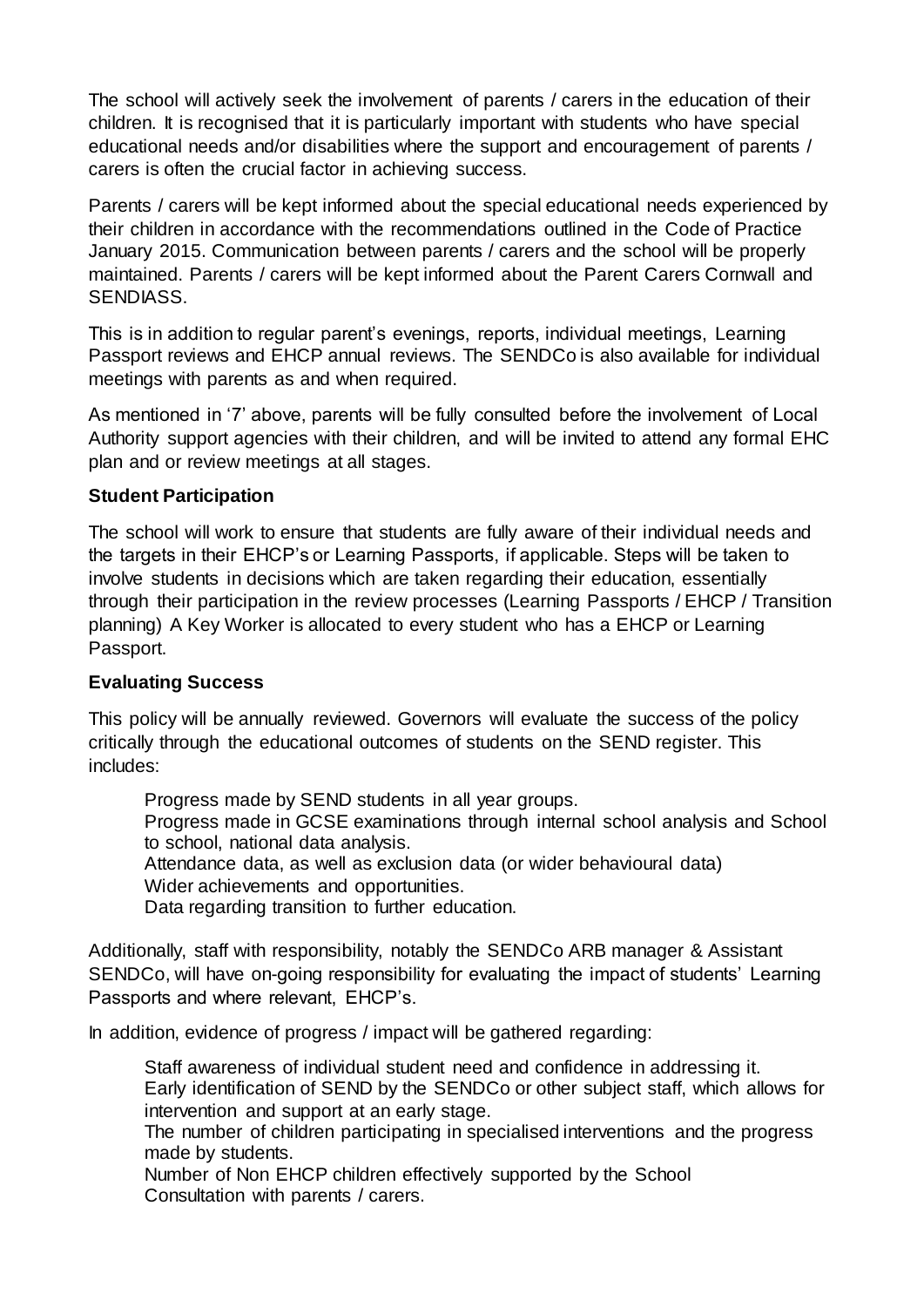The school will actively seek the involvement of parents / carers in the education of their children. It is recognised that it is particularly important with students who have special educational needs and/or disabilities where the support and encouragement of parents / carers is often the crucial factor in achieving success.

Parents / carers will be kept informed about the special educational needs experienced by their children in accordance with the recommendations outlined in the Code of Practice January 2015. Communication between parents / carers and the school will be properly maintained. Parents / carers will be kept informed about the Parent Carers Cornwall and SENDIASS.

This is in addition to regular parent's evenings, reports, individual meetings, Learning Passport reviews and EHCP annual reviews. The SENDCo is also available for individual meetings with parents as and when required.

As mentioned in '7' above, parents will be fully consulted before the involvement of Local Authority support agencies with their children, and will be invited to attend any formal EHC plan and or review meetings at all stages.

**Student Participation**

The school will work to ensure that students are fully aware of their individual needs and the targets in their EHCP's or Learning Passports, if applicable. Steps will be taken to involve students in decisions which are taken regarding their education, essentially through their participation in the review processes (Learning Passports / EHCP / Transition planning) A Key Worker is allocated to every student who has a EHCP or Learning Passport.

**Evaluating Success**

This policy will be annually reviewed. Governors will evaluate the success of the policy critically through the educational outcomes of students on the SEND register. This includes:

- Progress made by SEND students in all year groups.
- Progress made in GCSE examinations through internal school analysis and School to school, national data analysis.
- Attendance data, as well as exclusion data (or wider behavioural data)
- Wider achievements and opportunities.
- Data regarding transition to further education.

Additionally, staff with responsibility, notably the SENDCo ARB manager & Assistant SENDCo, will have on-going responsibility for evaluating the impact of students' Learning Passports and where relevant, EHCP's.

In addition, evidence of progress / impact will be gathered regarding:

- Staff awareness of individual student need and confidence in addressing it.
- Early identification of SEND by the SENDCo or other subject staff, which allows for intervention and support at an early stage.
- The number of children participating in specialised interventions and the progress made by students.
- Number of Non EHCP children effectively supported by the School
- Consultation with parents / carers.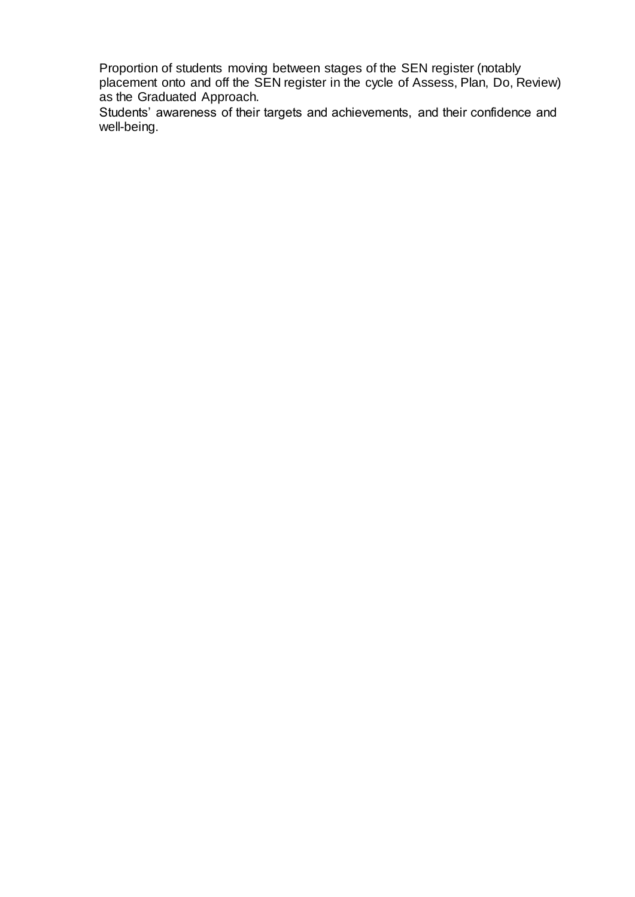Proportion of students moving between stages of the SEN register (notably placement onto and off the SEN register in the cycle of Assess, Plan, Do, Review) as the Graduated Approach.

Students' awareness of their targets and achievements, and their confidence and well-being.